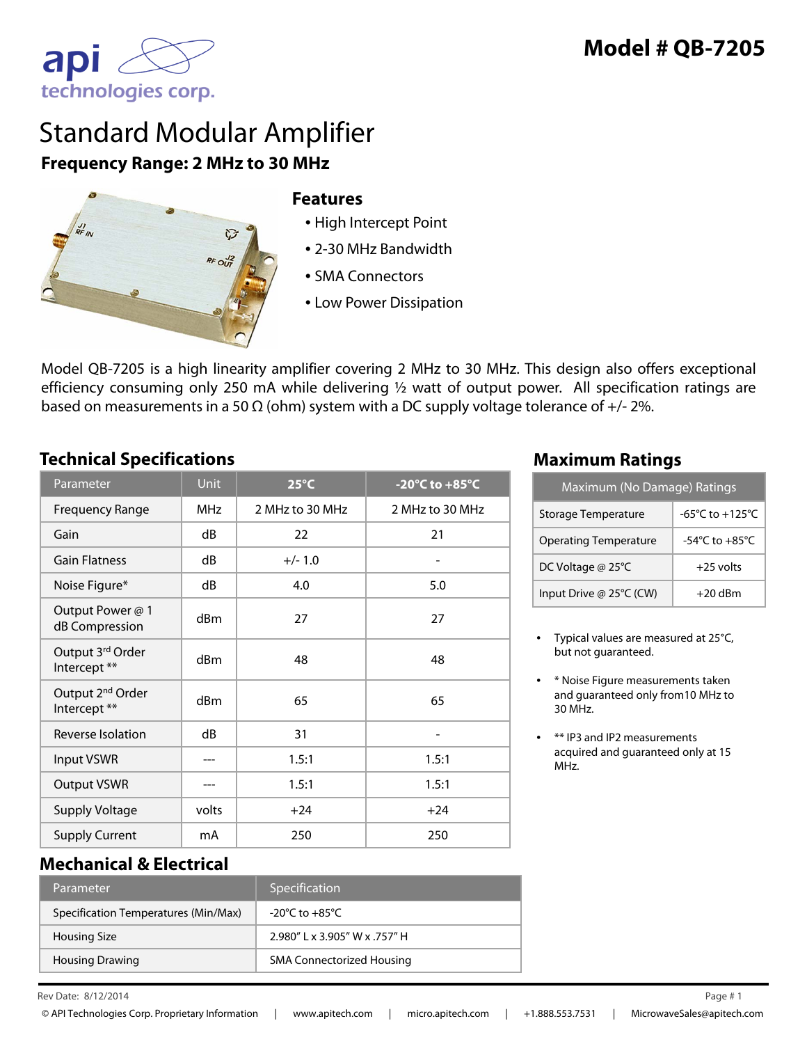# Model # QB-7205

api technologies corp.

# Standard Modular Amplifier

**Frequency Range: 2 MHz to 30 MHz**

## Features

- High Intercept Point
- 2-30 MHz Bandwidth
- SMA Connectors
- Low Power Dissipation

Model QB-7205 is a high linearity amplifier covering 2 MHz to 30 MHz. This design also offers exceptional efficiency consuming only 250 mA while delivering ½ watt of output power. All specification ratings are based on measurements in a 50 Ω (ohm) system with a DC supply voltage tolerance of +/- 2%.

## Technical Specifications

| Parameter | Unit | 25°C | -20°C to +85°C |
|---|---|---|---|
| Frequency Range | MHz | 2 MHz to 30 MHz | 2 MHz to 30 MHz |
| Gain | dB | 22 | 21 |
| Gain Flatness | dB | +/- 1.0 | - |
| Noise Figure* | dB | 4.0 | 5.0 |
| Output Power @ 1 dB Compression | dBm | 27 | 27 |
| Output 3rd Order Intercept ** | dBm | 48 | 48 |
| Output 2nd Order Intercept ** | dBm | 65 | 65 |
| Reverse Isolation | dB | 31 | - |
| Input VSWR | --- | 1.5:1 | 1.5:1 |
| Output VSWR | --- | 1.5:1 | 1.5:1 |
| Supply Voltage | volts | +24 | +24 |
| Supply Current | mA | 250 | 250 |

## Maximum Ratings

| Maximum (No Damage) Ratings | |
|---|---|
| Storage Temperature | -65°C to +125°C |
| Operating Temperature | -54°C to +85°C |
| DC Voltage @ 25°C | +25 volts |
| Input Drive @ 25°C (CW) | +20 dBm |

- Typical values are measured at 25°C, but not guaranteed.
- * Noise Figure measurements taken and guaranteed only from10 MHz to 30 MHz.
- ** IP3 and IP2 measurements acquired and guaranteed only at 15 MHz.

## Mechanical & Electrical

| Parameter | Specification |
|---|---|
| Specification Temperatures (Min/Max) | -20°C to +85°C |
| Housing Size | 2.980" L x 3.905" W x .757" H |
| Housing Drawing | SMA Connectorized Housing |

Rev Date: 8/12/2014

© API Technologies Corp. Proprietary Information | www.apitech.com | micro.apitech.com | +1.888.553.7531 | MicrowaveSales@apitech.com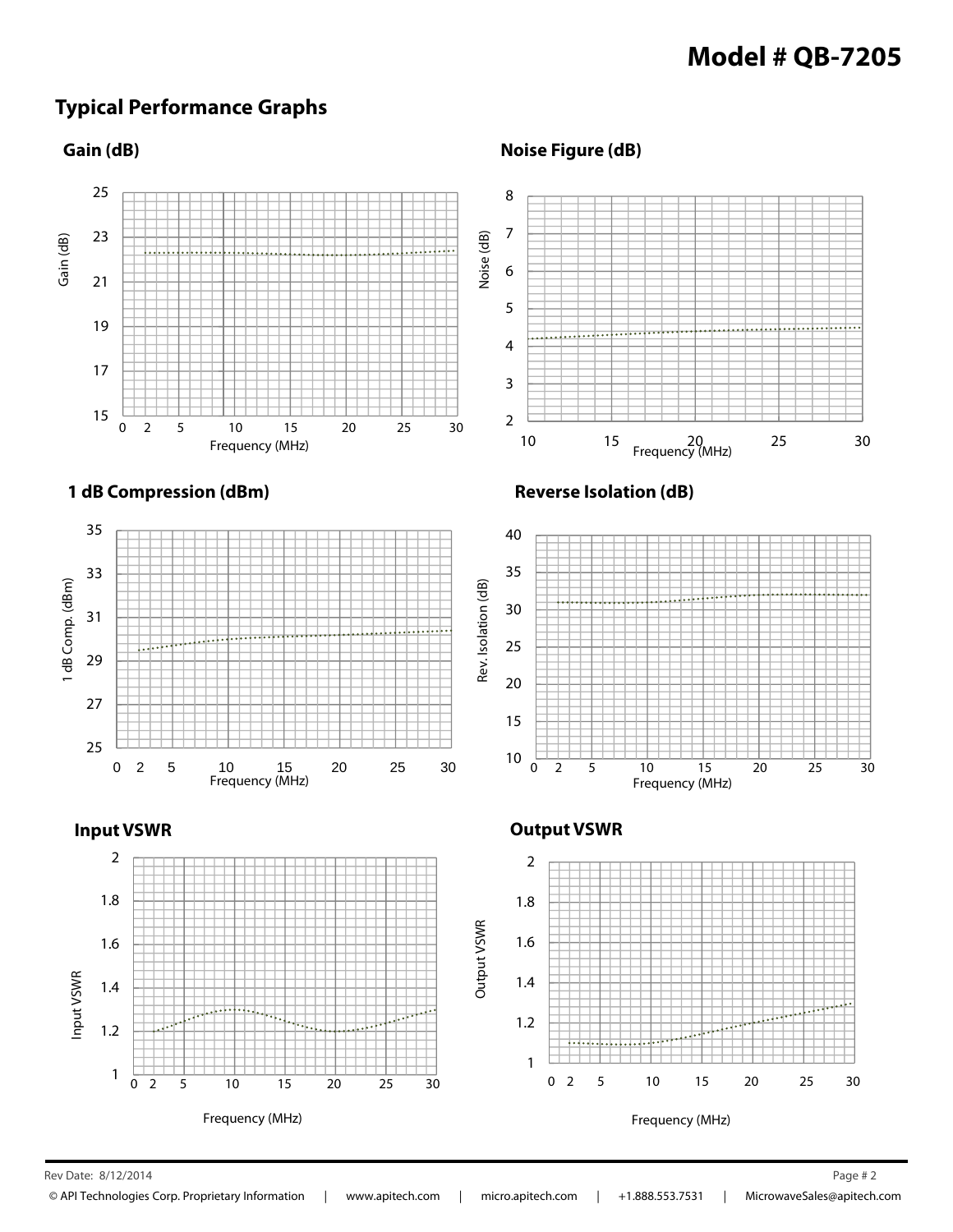# Model # QB-7205

## Typical Performance Graphs

### Gain (dB)

Gain (dB)

Frequency (MHz)

### Noise Figure (dB)

Noise (dB)

Frequency (MHz)

### 1 dB Compression (dBm)

1 dB Comp. (dBm)

Frequency (MHz)

### Reverse Isolation (dB)

Rev. Isolation (dB)

Frequency (MHz)

### Input VSWR

Input VSWR

Frequency (MHz)

### Output VSWR

Output VSWR

Frequency (MHz)

Rev Date: 8/12/2014

© API Technologies Corp. Proprietary Information | www.apitech.com | micro.apitech.com | +1.888.553.7531 | MicrowaveSales@apitech.com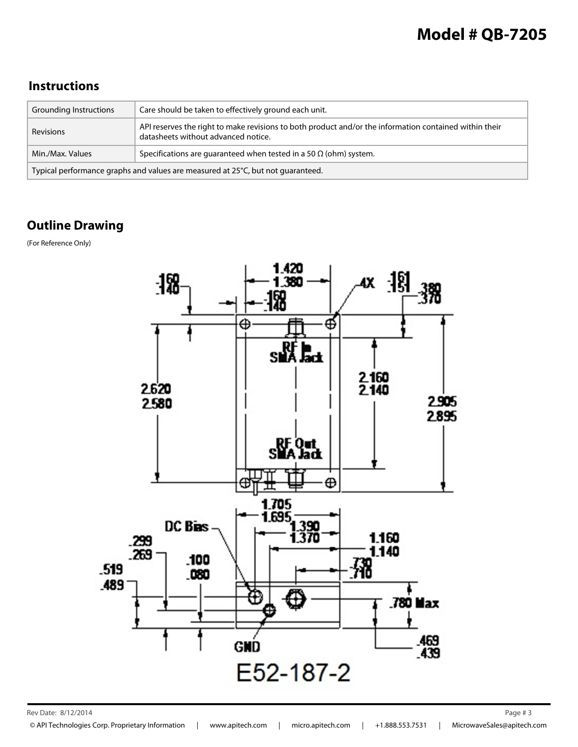# Model # QB-7205

## Instructions

| | |
|---|---|
| Grounding Instructions | Care should be taken to effectively ground each unit. |
| Revisions | API reserves the right to make revisions to both product and/or the information contained within their datasheets without advanced notice. |
| Min./Max. Values | Specifications are guaranteed when tested in a 50 Ω (ohm) system. |
| Typical performance graphs and values are measured at 25°C, but not guaranteed. | |

## Outline Drawing

(For Reference Only)

1.420
1.380
.160
.140
.160
.140
4X .161 .151
.380
.370
RF In
SMA Jack
2.620
2.580
2.160
2.140
2.905
2.895
RF Out
SMA Jack
1.705
1.695
DC Bias
1.390
1.370
.299
.269
1.160
1.140
.519
.489
.100
.080
.730
.710
.780 Max
GND
.469
.439

E52-187-2